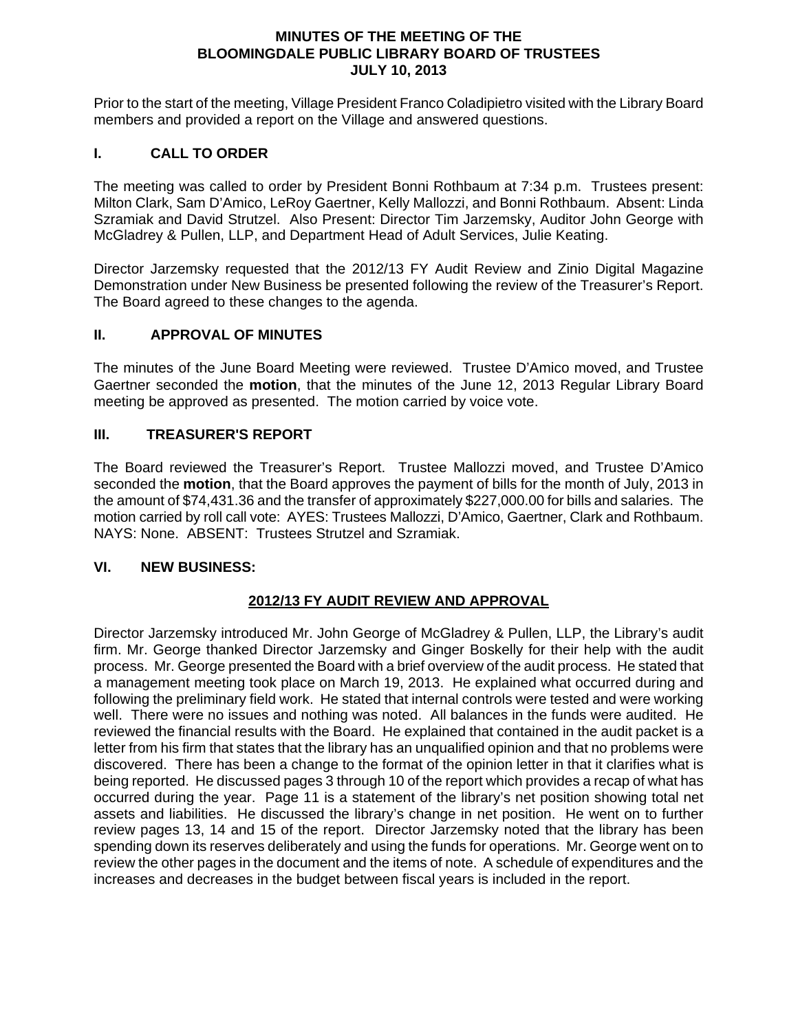# MINUTES OF THE MEETING OF THE BLOOMINGDALE PUBLIC LIBRARY BOARD OF TRUSTEES JULY 10, 2013

Prior to the start of the meeting, Village President Franco Coladipietro visited with the Library Board members and provided a report on the Village and answered questions.

## I. CALL TO ORDER

The meeting was called to order by President Bonni Rothbaum at 7:34 p.m. Trustees present: Milton Clark, Sam D'Amico, LeRoy Gaertner, Kelly Mallozzi, and Bonni Rothbaum. Absent: Linda Szramiak and David Strutzel. Also Present: Director Tim Jarzemsky, Auditor John George with McGladrey & Pullen, LLP, and Department Head of Adult Services, Julie Keating.

Director Jarzemsky requested that the 2012/13 FY Audit Review and Zinio Digital Magazine Demonstration under New Business be presented following the review of the Treasurer's Report. The Board agreed to these changes to the agenda.

## II. APPROVAL OF MINUTES

The minutes of the June Board Meeting were reviewed. Trustee D'Amico moved, and Trustee Gaertner seconded the **motion**, that the minutes of the June 12, 2013 Regular Library Board meeting be approved as presented. The motion carried by voice vote.

## III. TREASURER'S REPORT

The Board reviewed the Treasurer's Report. Trustee Mallozzi moved, and Trustee D'Amico seconded the **motion**, that the Board approves the payment of bills for the month of July, 2013 in the amount of $74,431.36 and the transfer of approximately $227,000.00 for bills and salaries. The motion carried by roll call vote: AYES: Trustees Mallozzi, D'Amico, Gaertner, Clark and Rothbaum. NAYS: None. ABSENT: Trustees Strutzel and Szramiak.

## VI. NEW BUSINESS:

### <u>2012/13 FY AUDIT REVIEW AND APPROVAL</u>

Director Jarzemsky introduced Mr. John George of McGladrey & Pullen, LLP, the Library's audit firm. Mr. George thanked Director Jarzemsky and Ginger Boskelly for their help with the audit process. Mr. George presented the Board with a brief overview of the audit process. He stated that a management meeting took place on March 19, 2013. He explained what occurred during and following the preliminary field work. He stated that internal controls were tested and were working well. There were no issues and nothing was noted. All balances in the funds were audited. He reviewed the financial results with the Board. He explained that contained in the audit packet is a letter from his firm that states that the library has an unqualified opinion and that no problems were discovered. There has been a change to the format of the opinion letter in that it clarifies what is being reported. He discussed pages 3 through 10 of the report which provides a recap of what has occurred during the year. Page 11 is a statement of the library's net position showing total net assets and liabilities. He discussed the library's change in net position. He went on to further review pages 13, 14 and 15 of the report. Director Jarzemsky noted that the library has been spending down its reserves deliberately and using the funds for operations. Mr. George went on to review the other pages in the document and the items of note. A schedule of expenditures and the increases and decreases in the budget between fiscal years is included in the report.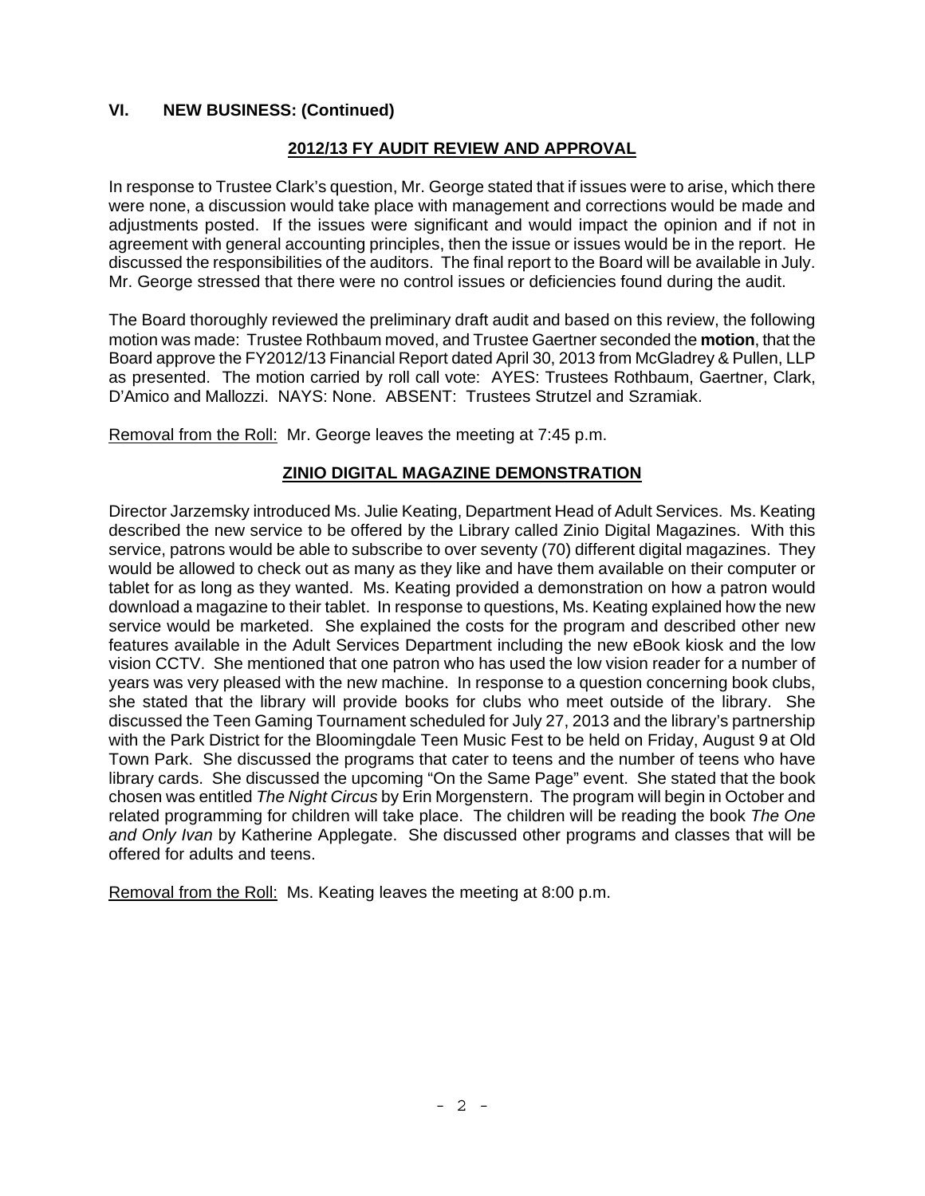## VI. NEW BUSINESS: (Continued)

### 2012/13 FY AUDIT REVIEW AND APPROVAL

In response to Trustee Clark's question, Mr. George stated that if issues were to arise, which there were none, a discussion would take place with management and corrections would be made and adjustments posted. If the issues were significant and would impact the opinion and if not in agreement with general accounting principles, then the issue or issues would be in the report. He discussed the responsibilities of the auditors. The final report to the Board will be available in July. Mr. George stressed that there were no control issues or deficiencies found during the audit.

The Board thoroughly reviewed the preliminary draft audit and based on this review, the following motion was made: Trustee Rothbaum moved, and Trustee Gaertner seconded the **motion**, that the Board approve the FY2012/13 Financial Report dated April 30, 2013 from McGladrey & Pullen, LLP as presented. The motion carried by roll call vote: AYES: Trustees Rothbaum, Gaertner, Clark, D'Amico and Mallozzi. NAYS: None. ABSENT: Trustees Strutzel and Szramiak.

<u>Removal from the Roll:</u> Mr. George leaves the meeting at 7:45 p.m.

### ZINIO DIGITAL MAGAZINE DEMONSTRATION

Director Jarzemsky introduced Ms. Julie Keating, Department Head of Adult Services. Ms. Keating described the new service to be offered by the Library called Zinio Digital Magazines. With this service, patrons would be able to subscribe to over seventy (70) different digital magazines. They would be allowed to check out as many as they like and have them available on their computer or tablet for as long as they wanted. Ms. Keating provided a demonstration on how a patron would download a magazine to their tablet. In response to questions, Ms. Keating explained how the new service would be marketed. She explained the costs for the program and described other new features available in the Adult Services Department including the new eBook kiosk and the low vision CCTV. She mentioned that one patron who has used the low vision reader for a number of years was very pleased with the new machine. In response to a question concerning book clubs, she stated that the library will provide books for clubs who meet outside of the library. She discussed the Teen Gaming Tournament scheduled for July 27, 2013 and the library's partnership with the Park District for the Bloomingdale Teen Music Fest to be held on Friday, August 9 at Old Town Park. She discussed the programs that cater to teens and the number of teens who have library cards. She discussed the upcoming "On the Same Page" event. She stated that the book chosen was entitled *The Night Circus* by Erin Morgenstern. The program will begin in October and related programming for children will take place. The children will be reading the book *The One and Only Ivan* by Katherine Applegate. She discussed other programs and classes that will be offered for adults and teens.

<u>Removal from the Roll:</u> Ms. Keating leaves the meeting at 8:00 p.m.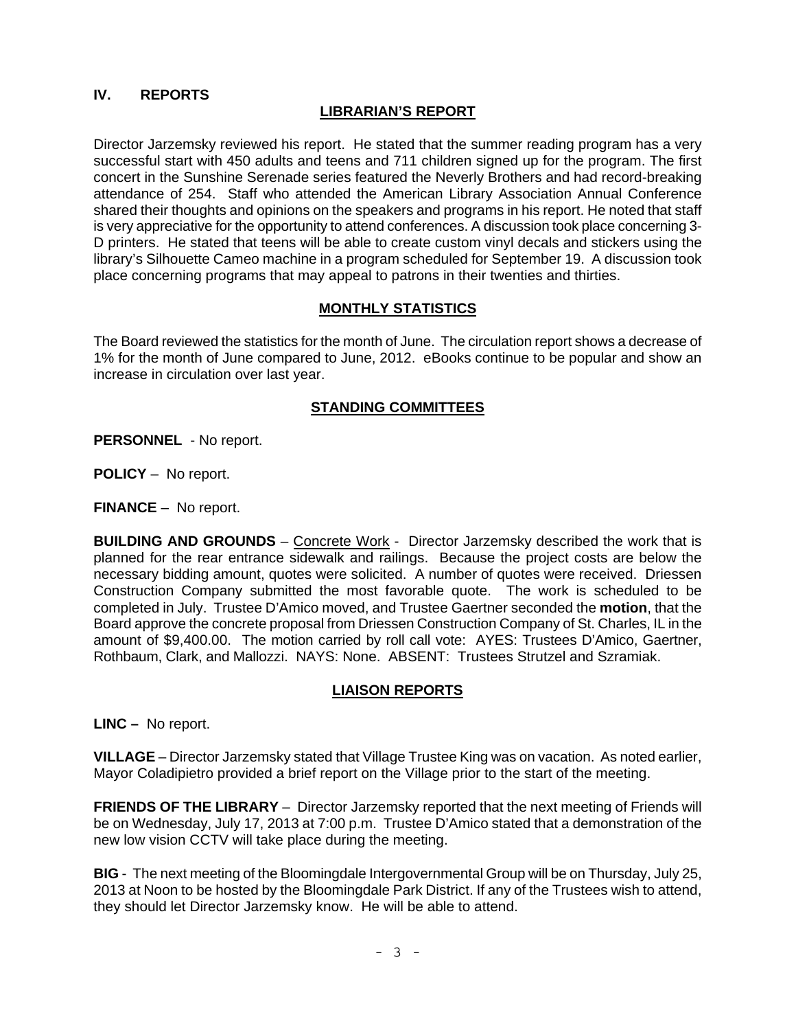## IV. REPORTS

### LIBRARIAN'S REPORT

Director Jarzemsky reviewed his report. He stated that the summer reading program has a very successful start with 450 adults and teens and 711 children signed up for the program. The first concert in the Sunshine Serenade series featured the Neverly Brothers and had record-breaking attendance of 254. Staff who attended the American Library Association Annual Conference shared their thoughts and opinions on the speakers and programs in his report. He noted that staff is very appreciative for the opportunity to attend conferences. A discussion took place concerning 3-D printers. He stated that teens will be able to create custom vinyl decals and stickers using the library's Silhouette Cameo machine in a program scheduled for September 19. A discussion took place concerning programs that may appeal to patrons in their twenties and thirties.

### MONTHLY STATISTICS

The Board reviewed the statistics for the month of June. The circulation report shows a decrease of 1% for the month of June compared to June, 2012. eBooks continue to be popular and show an increase in circulation over last year.

### STANDING COMMITTEES

**PERSONNEL** - No report.

**POLICY** – No report.

**FINANCE** – No report.

**BUILDING AND GROUNDS** – Concrete Work - Director Jarzemsky described the work that is planned for the rear entrance sidewalk and railings. Because the project costs are below the necessary bidding amount, quotes were solicited. A number of quotes were received. Driessen Construction Company submitted the most favorable quote. The work is scheduled to be completed in July. Trustee D'Amico moved, and Trustee Gaertner seconded the **motion**, that the Board approve the concrete proposal from Driessen Construction Company of St. Charles, IL in the amount of $9,400.00. The motion carried by roll call vote: AYES: Trustees D'Amico, Gaertner, Rothbaum, Clark, and Mallozzi. NAYS: None. ABSENT: Trustees Strutzel and Szramiak.

### LIAISON REPORTS

**LINC –** No report.

**VILLAGE** – Director Jarzemsky stated that Village Trustee King was on vacation. As noted earlier, Mayor Coladipietro provided a brief report on the Village prior to the start of the meeting.

**FRIENDS OF THE LIBRARY** – Director Jarzemsky reported that the next meeting of Friends will be on Wednesday, July 17, 2013 at 7:00 p.m. Trustee D'Amico stated that a demonstration of the new low vision CCTV will take place during the meeting.

**BIG** - The next meeting of the Bloomingdale Intergovernmental Group will be on Thursday, July 25, 2013 at Noon to be hosted by the Bloomingdale Park District. If any of the Trustees wish to attend, they should let Director Jarzemsky know. He will be able to attend.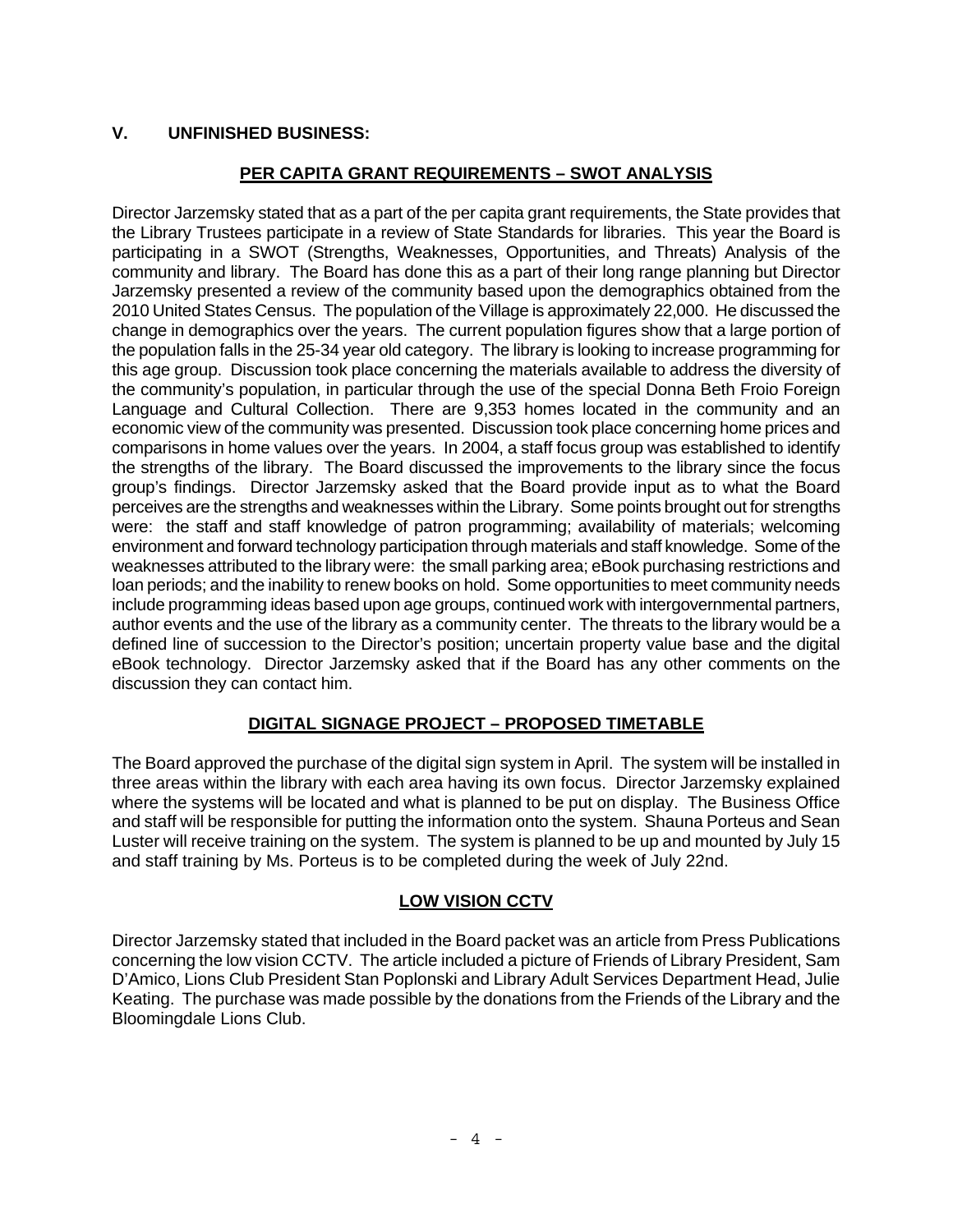## V. UNFINISHED BUSINESS:

### PER CAPITA GRANT REQUIREMENTS – SWOT ANALYSIS

Director Jarzemsky stated that as a part of the per capita grant requirements, the State provides that the Library Trustees participate in a review of State Standards for libraries. This year the Board is participating in a SWOT (Strengths, Weaknesses, Opportunities, and Threats) Analysis of the community and library. The Board has done this as a part of their long range planning but Director Jarzemsky presented a review of the community based upon the demographics obtained from the 2010 United States Census. The population of the Village is approximately 22,000. He discussed the change in demographics over the years. The current population figures show that a large portion of the population falls in the 25-34 year old category. The library is looking to increase programming for this age group. Discussion took place concerning the materials available to address the diversity of the community's population, in particular through the use of the special Donna Beth Froio Foreign Language and Cultural Collection. There are 9,353 homes located in the community and an economic view of the community was presented. Discussion took place concerning home prices and comparisons in home values over the years. In 2004, a staff focus group was established to identify the strengths of the library. The Board discussed the improvements to the library since the focus group's findings. Director Jarzemsky asked that the Board provide input as to what the Board perceives are the strengths and weaknesses within the Library. Some points brought out for strengths were: the staff and staff knowledge of patron programming; availability of materials; welcoming environment and forward technology participation through materials and staff knowledge. Some of the weaknesses attributed to the library were: the small parking area; eBook purchasing restrictions and loan periods; and the inability to renew books on hold. Some opportunities to meet community needs include programming ideas based upon age groups, continued work with intergovernmental partners, author events and the use of the library as a community center. The threats to the library would be a defined line of succession to the Director's position; uncertain property value base and the digital eBook technology. Director Jarzemsky asked that if the Board has any other comments on the discussion they can contact him.

### DIGITAL SIGNAGE PROJECT – PROPOSED TIMETABLE

The Board approved the purchase of the digital sign system in April. The system will be installed in three areas within the library with each area having its own focus. Director Jarzemsky explained where the systems will be located and what is planned to be put on display. The Business Office and staff will be responsible for putting the information onto the system. Shauna Porteus and Sean Luster will receive training on the system. The system is planned to be up and mounted by July 15 and staff training by Ms. Porteus is to be completed during the week of July 22nd.

### LOW VISION CCTV

Director Jarzemsky stated that included in the Board packet was an article from Press Publications concerning the low vision CCTV. The article included a picture of Friends of Library President, Sam D'Amico, Lions Club President Stan Poplonski and Library Adult Services Department Head, Julie Keating. The purchase was made possible by the donations from the Friends of the Library and the Bloomingdale Lions Club.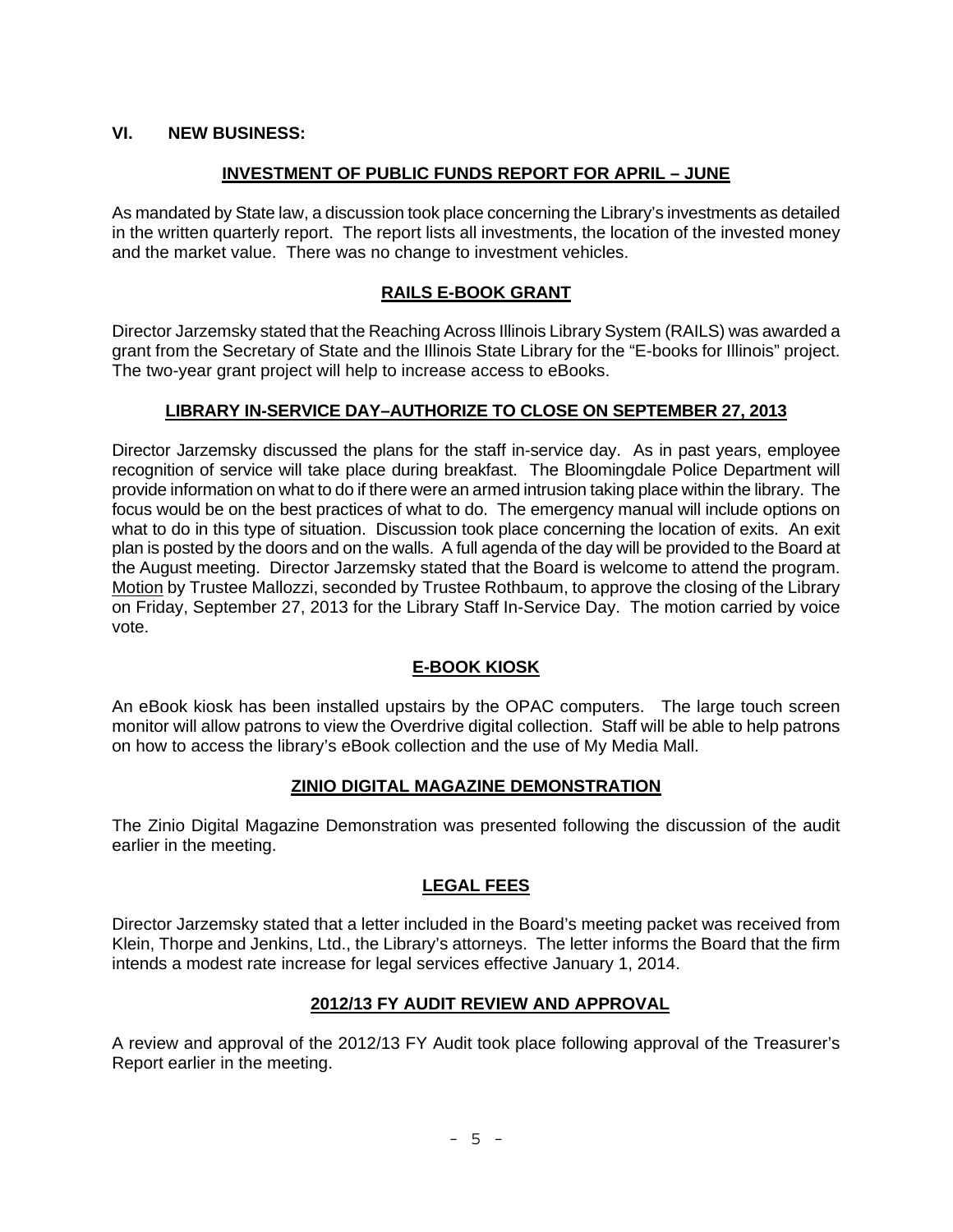## VI. NEW BUSINESS:

### INVESTMENT OF PUBLIC FUNDS REPORT FOR APRIL – JUNE

As mandated by State law, a discussion took place concerning the Library's investments as detailed in the written quarterly report. The report lists all investments, the location of the invested money and the market value. There was no change to investment vehicles.

### RAILS E-BOOK GRANT

Director Jarzemsky stated that the Reaching Across Illinois Library System (RAILS) was awarded a grant from the Secretary of State and the Illinois State Library for the "E-books for Illinois" project. The two-year grant project will help to increase access to eBooks.

### LIBRARY IN-SERVICE DAY–AUTHORIZE TO CLOSE ON SEPTEMBER 27, 2013

Director Jarzemsky discussed the plans for the staff in-service day. As in past years, employee recognition of service will take place during breakfast. The Bloomingdale Police Department will provide information on what to do if there were an armed intrusion taking place within the library. The focus would be on the best practices of what to do. The emergency manual will include options on what to do in this type of situation. Discussion took place concerning the location of exits. An exit plan is posted by the doors and on the walls. A full agenda of the day will be provided to the Board at the August meeting. Director Jarzemsky stated that the Board is welcome to attend the program. Motion by Trustee Mallozzi, seconded by Trustee Rothbaum, to approve the closing of the Library on Friday, September 27, 2013 for the Library Staff In-Service Day. The motion carried by voice vote.

### E-BOOK KIOSK

An eBook kiosk has been installed upstairs by the OPAC computers. The large touch screen monitor will allow patrons to view the Overdrive digital collection. Staff will be able to help patrons on how to access the library's eBook collection and the use of My Media Mall.

### ZINIO DIGITAL MAGAZINE DEMONSTRATION

The Zinio Digital Magazine Demonstration was presented following the discussion of the audit earlier in the meeting.

### LEGAL FEES

Director Jarzemsky stated that a letter included in the Board's meeting packet was received from Klein, Thorpe and Jenkins, Ltd., the Library's attorneys. The letter informs the Board that the firm intends a modest rate increase for legal services effective January 1, 2014.

### 2012/13 FY AUDIT REVIEW AND APPROVAL

A review and approval of the 2012/13 FY Audit took place following approval of the Treasurer's Report earlier in the meeting.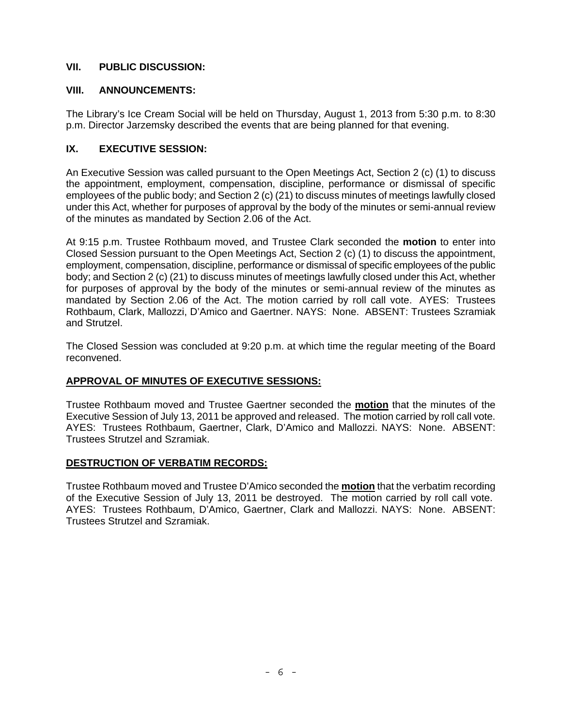## VII. PUBLIC DISCUSSION:

## VIII. ANNOUNCEMENTS:

The Library's Ice Cream Social will be held on Thursday, August 1, 2013 from 5:30 p.m. to 8:30 p.m. Director Jarzemsky described the events that are being planned for that evening.

## IX. EXECUTIVE SESSION:

An Executive Session was called pursuant to the Open Meetings Act, Section 2 (c) (1) to discuss the appointment, employment, compensation, discipline, performance or dismissal of specific employees of the public body; and Section 2 (c) (21) to discuss minutes of meetings lawfully closed under this Act, whether for purposes of approval by the body of the minutes or semi-annual review of the minutes as mandated by Section 2.06 of the Act.

At 9:15 p.m. Trustee Rothbaum moved, and Trustee Clark seconded the **motion** to enter into Closed Session pursuant to the Open Meetings Act, Section 2 (c) (1) to discuss the appointment, employment, compensation, discipline, performance or dismissal of specific employees of the public body; and Section 2 (c) (21) to discuss minutes of meetings lawfully closed under this Act, whether for purposes of approval by the body of the minutes or semi-annual review of the minutes as mandated by Section 2.06 of the Act. The motion carried by roll call vote. AYES: Trustees Rothbaum, Clark, Mallozzi, D'Amico and Gaertner. NAYS: None. ABSENT: Trustees Szramiak and Strutzel.

The Closed Session was concluded at 9:20 p.m. at which time the regular meeting of the Board reconvened.

**APPROVAL OF MINUTES OF EXECUTIVE SESSIONS:**

Trustee Rothbaum moved and Trustee Gaertner seconded the **motion** that the minutes of the Executive Session of July 13, 2011 be approved and released. The motion carried by roll call vote. AYES: Trustees Rothbaum, Gaertner, Clark, D'Amico and Mallozzi. NAYS: None. ABSENT: Trustees Strutzel and Szramiak.

**DESTRUCTION OF VERBATIM RECORDS:**

Trustee Rothbaum moved and Trustee D'Amico seconded the **motion** that the verbatim recording of the Executive Session of July 13, 2011 be destroyed. The motion carried by roll call vote. AYES: Trustees Rothbaum, D'Amico, Gaertner, Clark and Mallozzi. NAYS: None. ABSENT: Trustees Strutzel and Szramiak.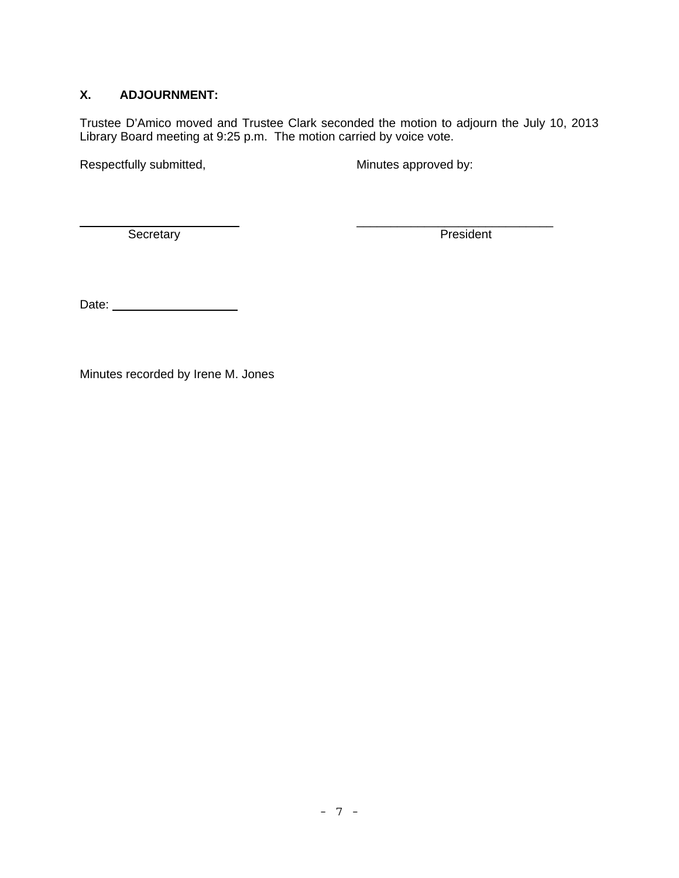## X. ADJOURNMENT:

Trustee D'Amico moved and Trustee Clark seconded the motion to adjourn the July 10, 2013 Library Board meeting at 9:25 p.m. The motion carried by voice vote.

Respectfully submitted,

Minutes approved by:

\_\_\_\_\_\_\_\_\_\_\_\_\_\_\_\_\_\_\_\_\_\_\_\_\_\_
Secretary

\_\_\_\_\_\_\_\_\_\_\_\_\_\_\_\_\_\_\_\_\_\_\_\_\_\_\_\_\_\_
President

Date: \_\_\_\_\_\_\_\_\_\_\_\_\_\_\_\_\_\_\_\_

Minutes recorded by Irene M. Jones